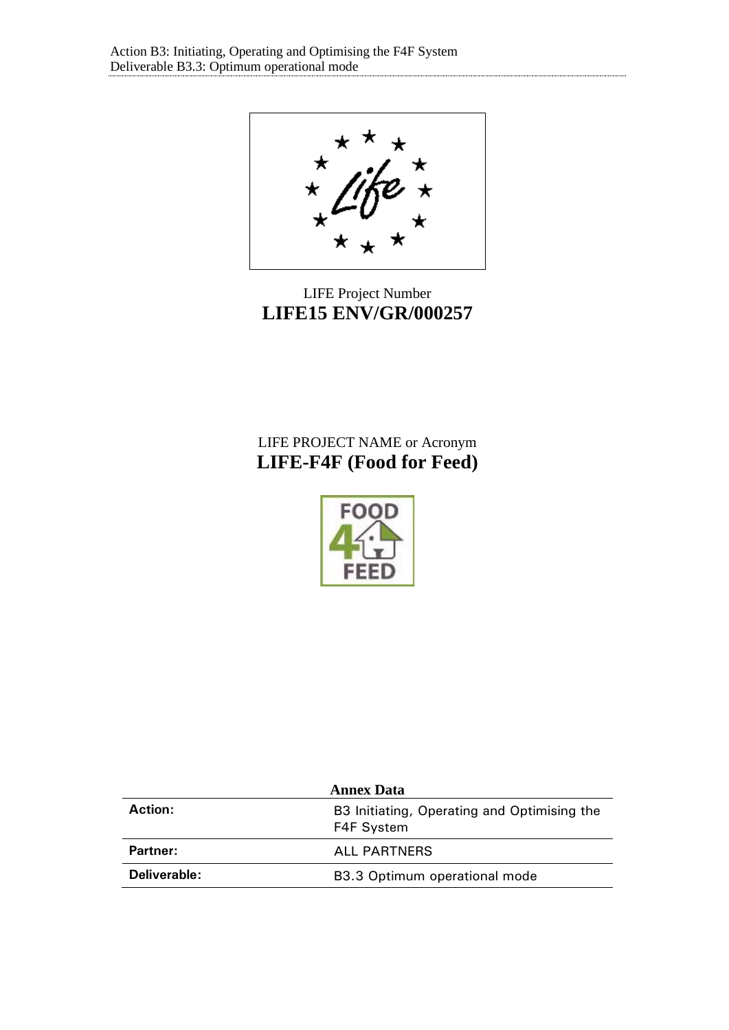LIFE Project Number
**LIFE15 ENV/GR/000257**

LIFE PROJECT NAME or Acronym
**LIFE-F4F (Food for Feed)**

**Annex Data**

| | |
|---|---|
| **Action:** | B3 Initiating, Operating and Optimising the F4F System |
| **Partner:** | ALL PARTNERS |
| **Deliverable:** | B3.3 Optimum operational mode |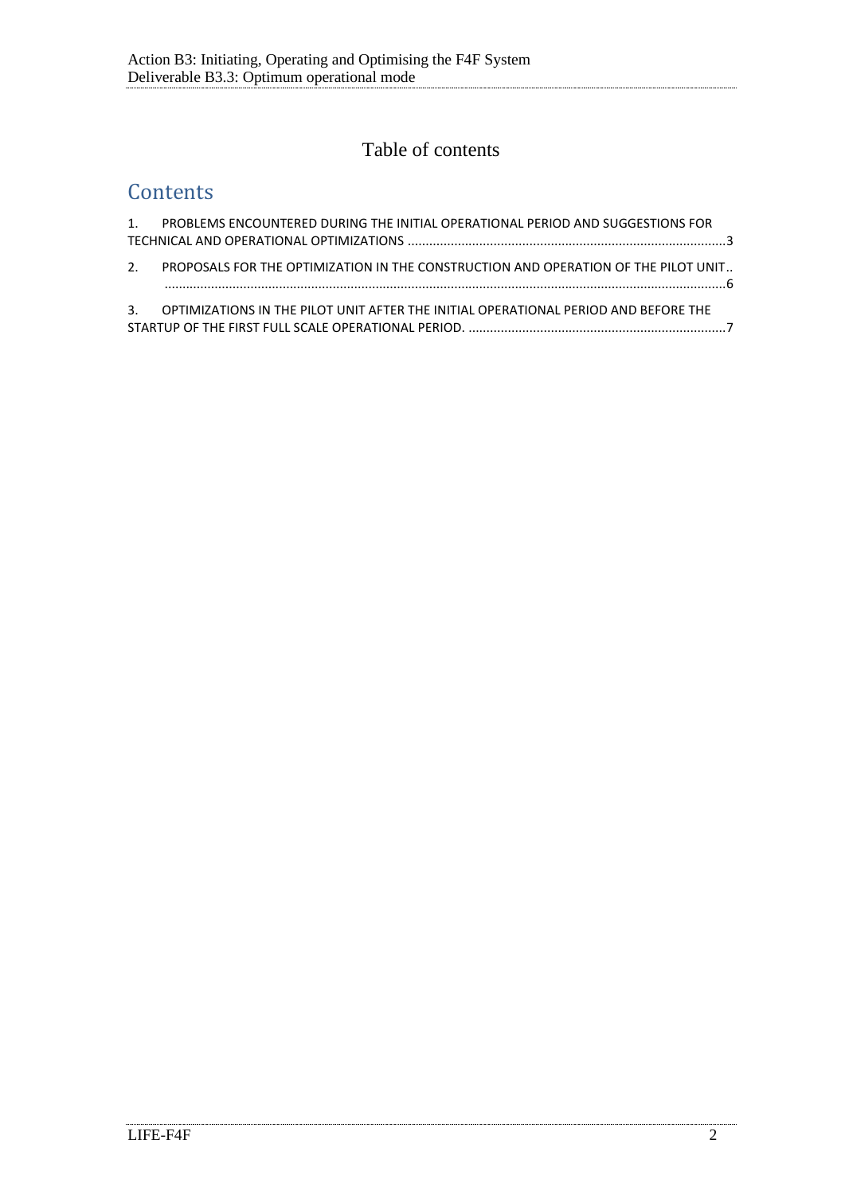Table of contents

# Contents

1. PROBLEMS ENCOUNTERED DURING THE INITIAL OPERATIONAL PERIOD AND SUGGESTIONS FOR TECHNICAL AND OPERATIONAL OPTIMIZATIONS ........................................................................................3

2. PROPOSALS FOR THE OPTIMIZATION IN THE CONSTRUCTION AND OPERATION OF THE PILOT UNIT.. ............................................................................................................................................6

3. OPTIMIZATIONS IN THE PILOT UNIT AFTER THE INITIAL OPERATIONAL PERIOD AND BEFORE THE STARTUP OF THE FIRST FULL SCALE OPERATIONAL PERIOD. ........................................................................7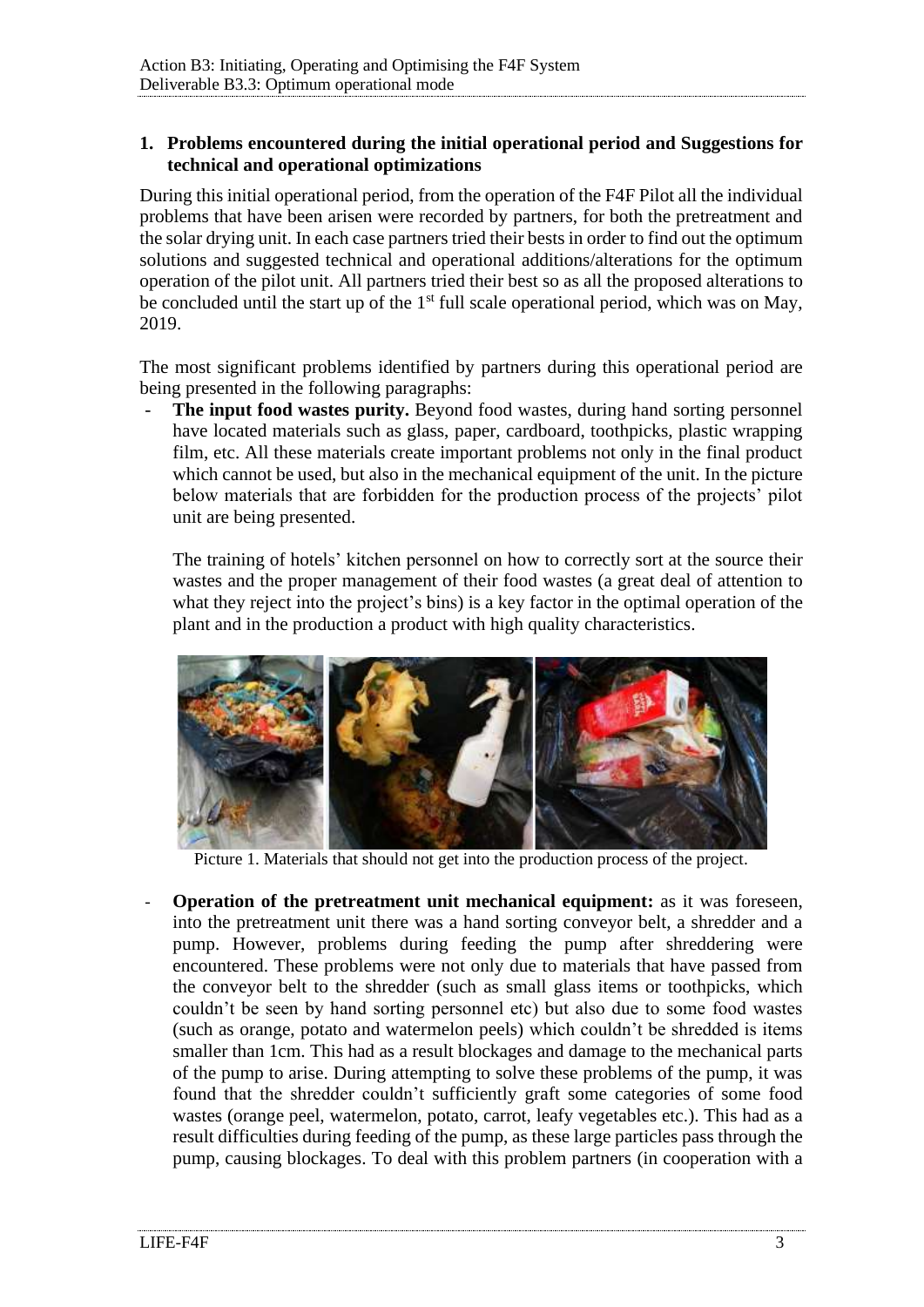## 1. Problems encountered during the initial operational period and Suggestions for technical and operational optimizations

During this initial operational period, from the operation of the F4F Pilot all the individual problems that have been arisen were recorded by partners, for both the pretreatment and the solar drying unit. In each case partners tried their bests in order to find out the optimum solutions and suggested technical and operational additions/alterations for the optimum operation of the pilot unit. All partners tried their best so as all the proposed alterations to be concluded until the start up of the 1st full scale operational period, which was on May, 2019.

The most significant problems identified by partners during this operational period are being presented in the following paragraphs:

- **The input food wastes purity.** Beyond food wastes, during hand sorting personnel have located materials such as glass, paper, cardboard, toothpicks, plastic wrapping film, etc. All these materials create important problems not only in the final product which cannot be used, but also in the mechanical equipment of the unit. In the picture below materials that are forbidden for the production process of the projects' pilot unit are being presented.

  The training of hotels' kitchen personnel on how to correctly sort at the source their wastes and the proper management of their food wastes (a great deal of attention to what they reject into the project's bins) is a key factor in the optimal operation of the plant and in the production a product with high quality characteristics.

  Picture 1. Materials that should not get into the production process of the project.

- **Operation of the pretreatment unit mechanical equipment:** as it was foreseen, into the pretreatment unit there was a hand sorting conveyor belt, a shredder and a pump. However, problems during feeding the pump after shreddering were encountered. These problems were not only due to materials that have passed from the conveyor belt to the shredder (such as small glass items or toothpicks, which couldn't be seen by hand sorting personnel etc) but also due to some food wastes (such as orange, potato and watermelon peels) which couldn't be shredded is items smaller than 1cm. This had as a result blockages and damage to the mechanical parts of the pump to arise. During attempting to solve these problems of the pump, it was found that the shredder couldn't sufficiently graft some categories of some food wastes (orange peel, watermelon, potato, carrot, leafy vegetables etc.). This had as a result difficulties during feeding of the pump, as these large particles pass through the pump, causing blockages. To deal with this problem partners (in cooperation with a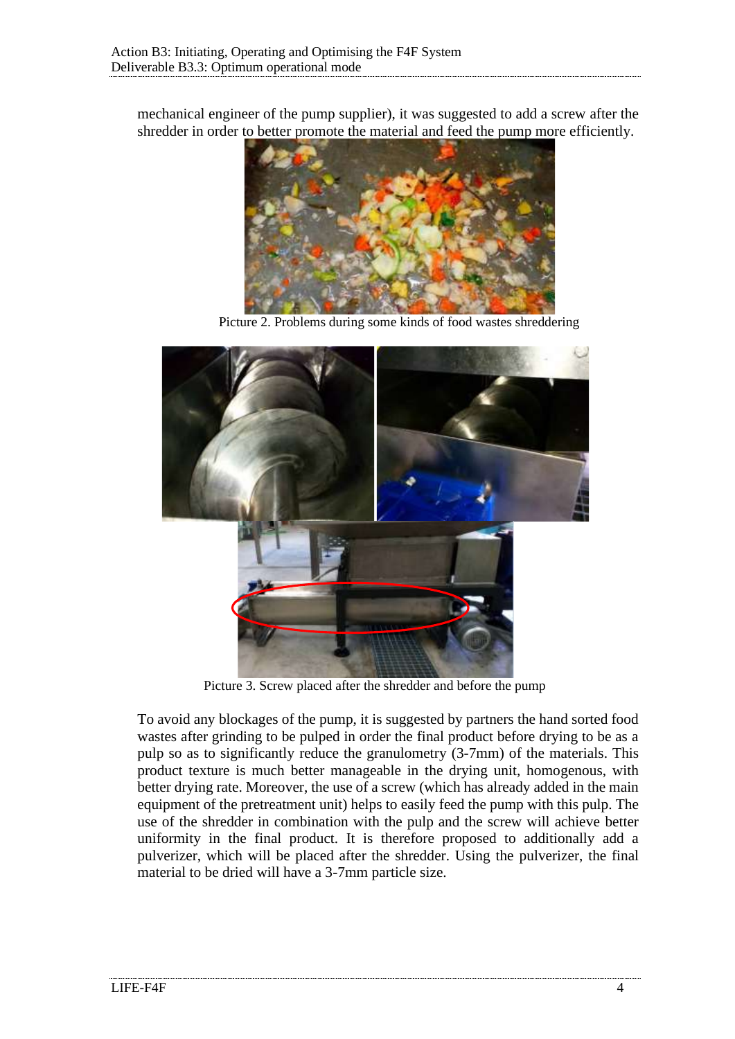mechanical engineer of the pump supplier), it was suggested to add a screw after the shredder in order to better promote the material and feed the pump more efficiently.

Picture 2. Problems during some kinds of food wastes shreddering

Picture 3. Screw placed after the shredder and before the pump

To avoid any blockages of the pump, it is suggested by partners the hand sorted food wastes after grinding to be pulped in order the final product before drying to be as a pulp so as to significantly reduce the granulometry (3-7mm) of the materials. This product texture is much better manageable in the drying unit, homogenous, with better drying rate. Moreover, the use of a screw (which has already added in the main equipment of the pretreatment unit) helps to easily feed the pump with this pulp. The use of the shredder in combination with the pulp and the screw will achieve better uniformity in the final product. It is therefore proposed to additionally add a pulverizer, which will be placed after the shredder. Using the pulverizer, the final material to be dried will have a 3-7mm particle size.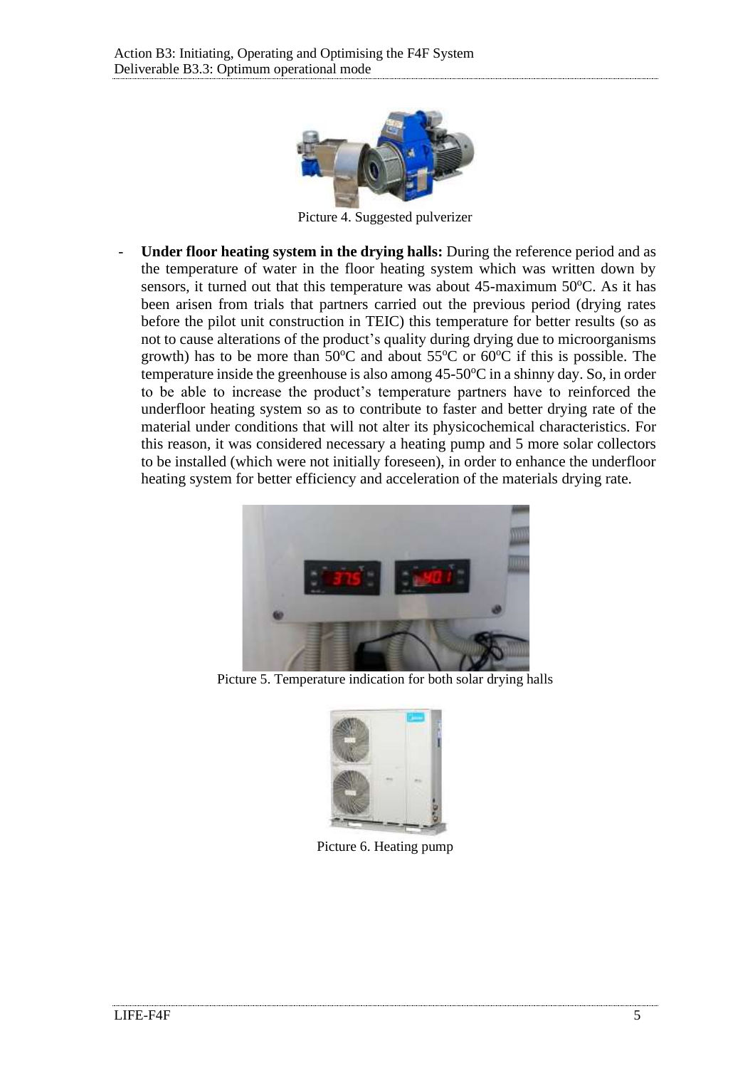Picture 4. Suggested pulverizer

- **Under floor heating system in the drying halls:** During the reference period and as the temperature of water in the floor heating system which was written down by sensors, it turned out that this temperature was about 45-maximum 50$^{o}$C. As it has been arisen from trials that partners carried out the previous period (drying rates before the pilot unit construction in TEIC) this temperature for better results (so as not to cause alterations of the product's quality during drying due to microorganisms growth) has to be more than 50$^{o}$C and about 55$^{o}$C or 60$^{o}$C if this is possible. The temperature inside the greenhouse is also among 45-50$^{o}$C in a shinny day. So, in order to be able to increase the product's temperature partners have to reinforced the underfloor heating system so as to contribute to faster and better drying rate of the material under conditions that will not alter its physicochemical characteristics. For this reason, it was considered necessary a heating pump and 5 more solar collectors to be installed (which were not initially foreseen), in order to enhance the underfloor heating system for better efficiency and acceleration of the materials drying rate.

Picture 5. Temperature indication for both solar drying halls

Picture 6. Heating pump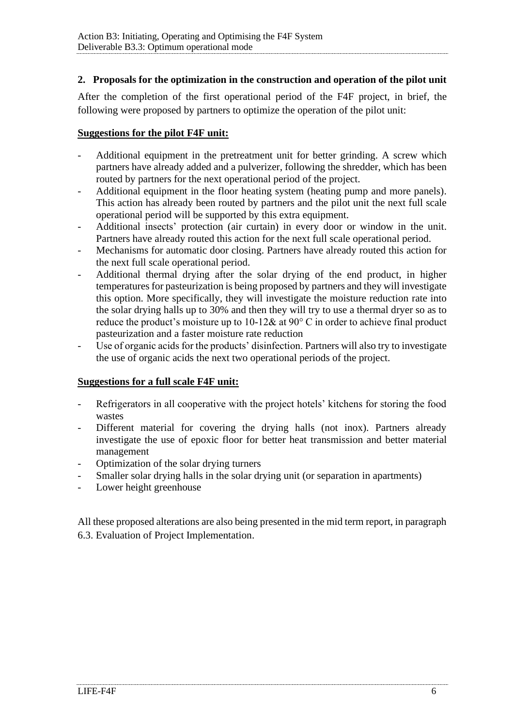## 2. Proposals for the optimization in the construction and operation of the pilot unit

After the completion of the first operational period of the F4F project, in brief, the following were proposed by partners to optimize the operation of the pilot unit:

**Suggestions for the pilot F4F unit:**

- Additional equipment in the pretreatment unit for better grinding. A screw which partners have already added and a pulverizer, following the shredder, which has been routed by partners for the next operational period of the project.
- Additional equipment in the floor heating system (heating pump and more panels). This action has already been routed by partners and the pilot unit the next full scale operational period will be supported by this extra equipment.
- Additional insects' protection (air curtain) in every door or window in the unit. Partners have already routed this action for the next full scale operational period.
- Mechanisms for automatic door closing. Partners have already routed this action for the next full scale operational period.
- Additional thermal drying after the solar drying of the end product, in higher temperatures for pasteurization is being proposed by partners and they will investigate this option. More specifically, they will investigate the moisture reduction rate into the solar drying halls up to 30% and then they will try to use a thermal dryer so as to reduce the product's moisture up to 10-12& at 90° C in order to achieve final product pasteurization and a faster moisture rate reduction
- Use of organic acids for the products' disinfection. Partners will also try to investigate the use of organic acids the next two operational periods of the project.

**Suggestions for a full scale F4F unit:**

- Refrigerators in all cooperative with the project hotels' kitchens for storing the food wastes
- Different material for covering the drying halls (not inox). Partners already investigate the use of epoxic floor for better heat transmission and better material management
- Optimization of the solar drying turners
- Smaller solar drying halls in the solar drying unit (or separation in apartments)
- Lower height greenhouse

All these proposed alterations are also being presented in the mid term report, in paragraph 6.3. Evaluation of Project Implementation.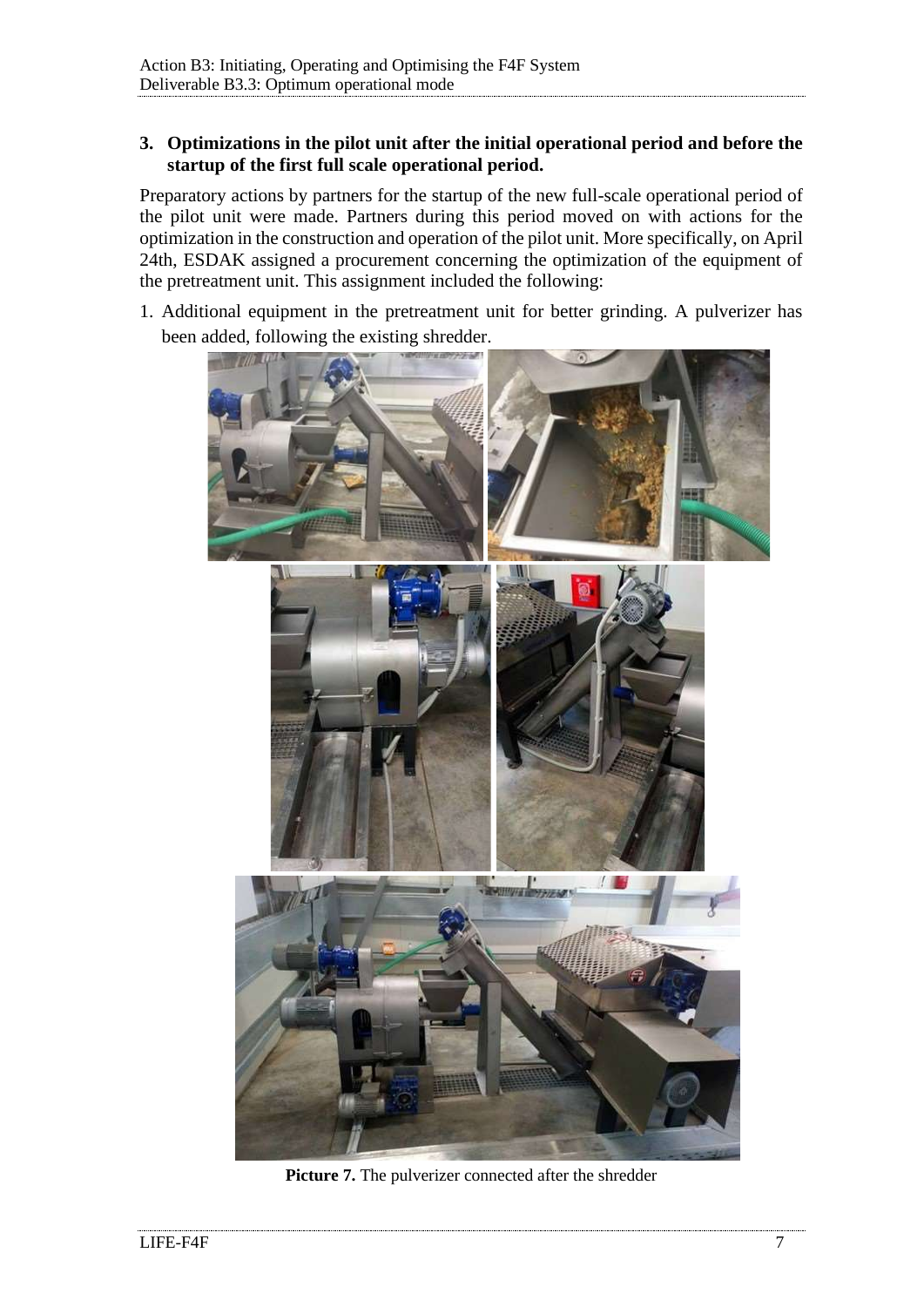## 3. Optimizations in the pilot unit after the initial operational period and before the startup of the first full scale operational period.

Preparatory actions by partners for the startup of the new full-scale operational period of the pilot unit were made. Partners during this period moved on with actions for the optimization in the construction and operation of the pilot unit. More specifically, on April 24th, ESDAK assigned a procurement concerning the optimization of the equipment of the pretreatment unit. This assignment included the following:

1. Additional equipment in the pretreatment unit for better grinding. A pulverizer has been added, following the existing shredder.

**Picture 7.** The pulverizer connected after the shredder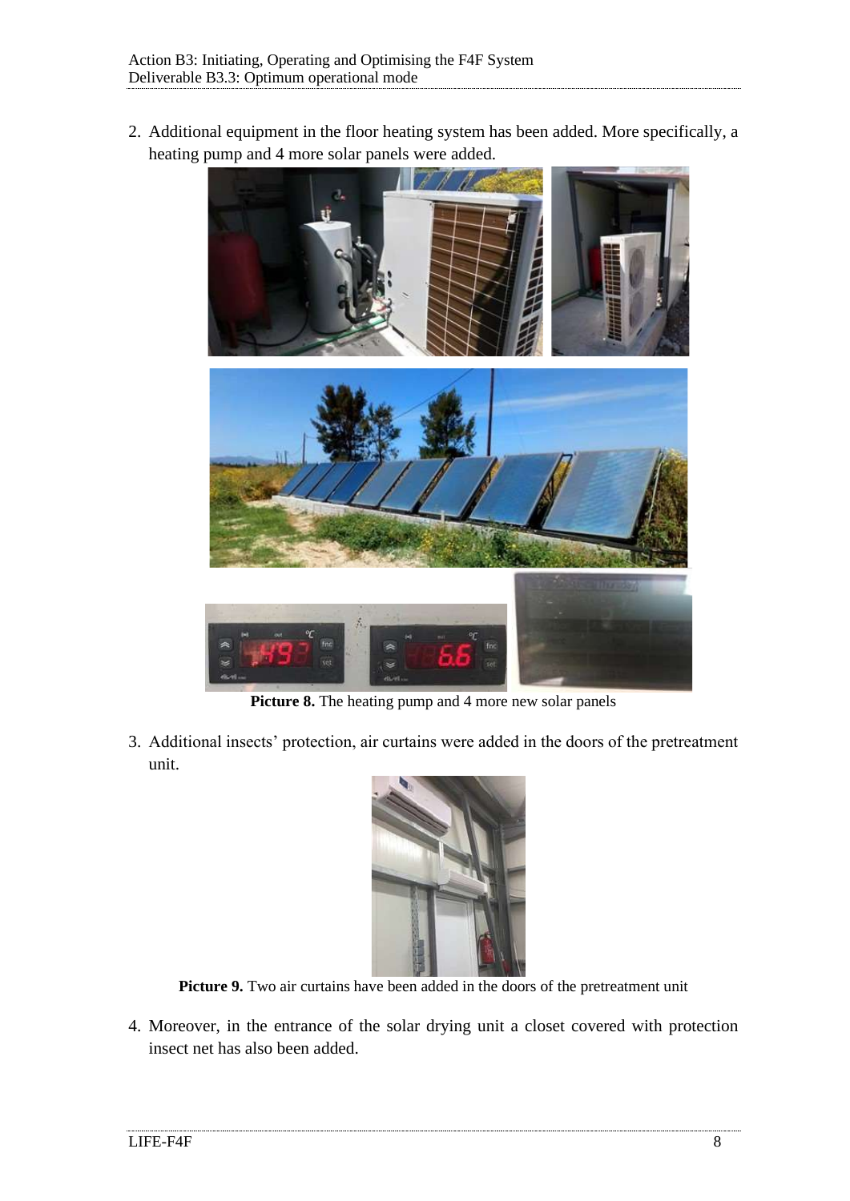2. Additional equipment in the floor heating system has been added. More specifically, a heating pump and 4 more solar panels were added.

**Picture 8.** The heating pump and 4 more new solar panels

3. Additional insects' protection, air curtains were added in the doors of the pretreatment unit.

**Picture 9.** Two air curtains have been added in the doors of the pretreatment unit

4. Moreover, in the entrance of the solar drying unit a closet covered with protection insect net has also been added.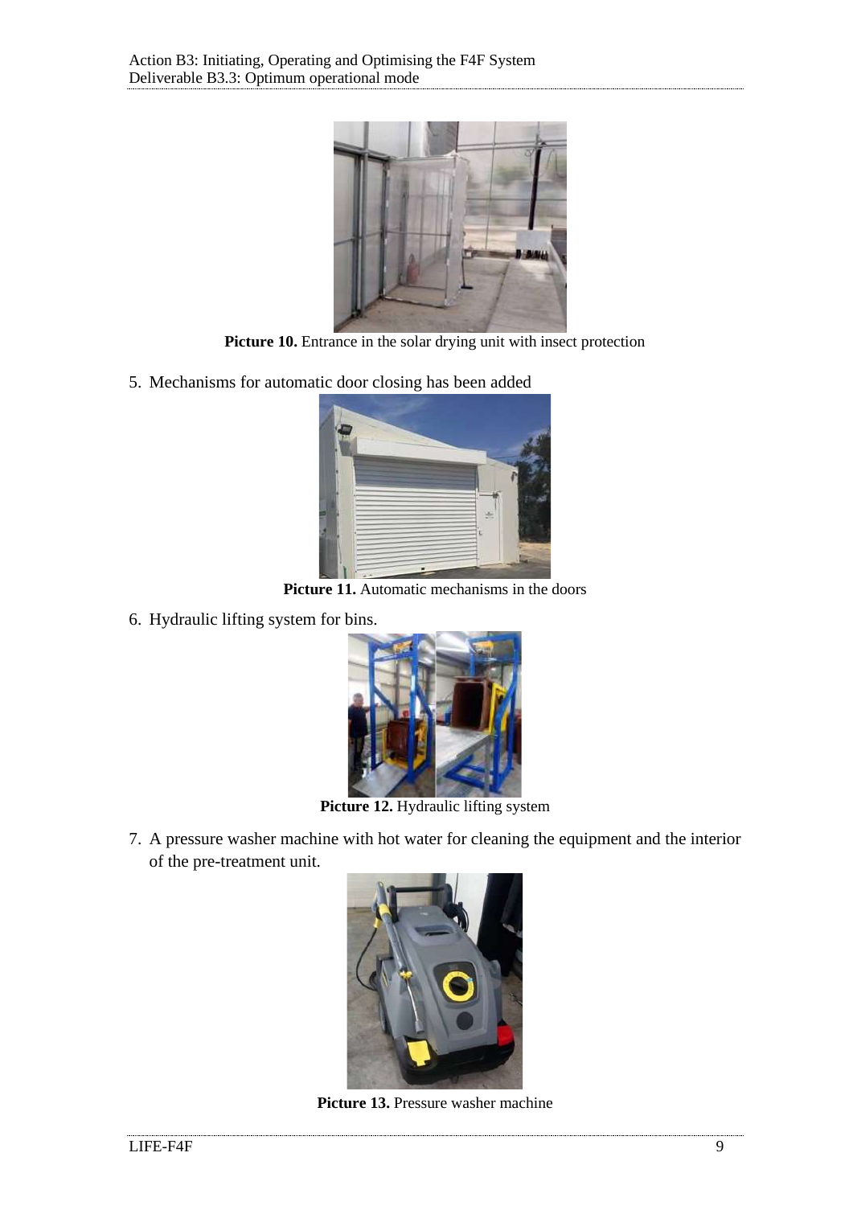**Picture 10.** Entrance in the solar drying unit with insect protection

5. Mechanisms for automatic door closing has been added

**Picture 11.** Automatic mechanisms in the doors

6. Hydraulic lifting system for bins.

**Picture 12.** Hydraulic lifting system

7. A pressure washer machine with hot water for cleaning the equipment and the interior of the pre-treatment unit.

**Picture 13.** Pressure washer machine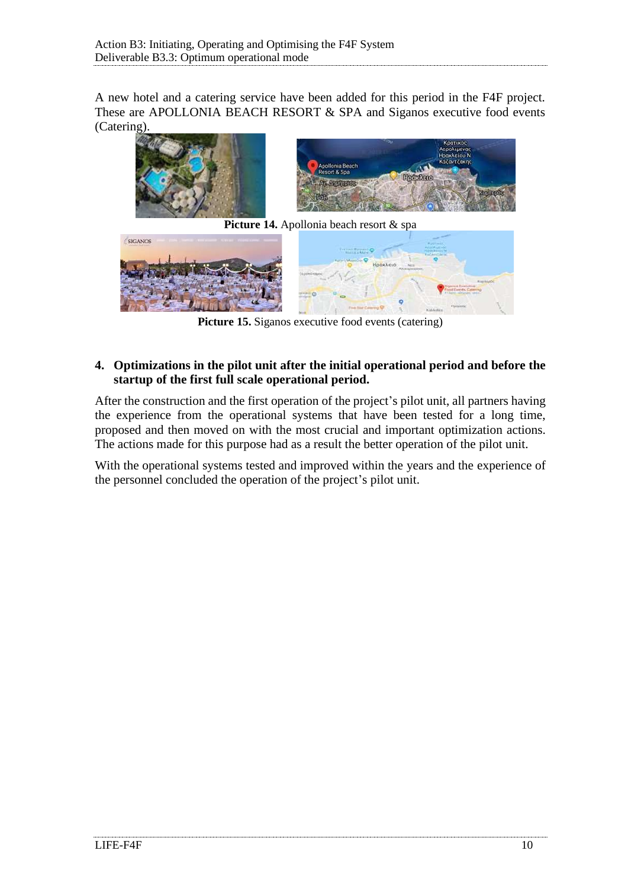A new hotel and a catering service have been added for this period in the F4F project. These are APOLLONIA BEACH RESORT & SPA and Siganos executive food events (Catering).

**Picture 14.** Apollonia beach resort & spa

**Picture 15.** Siganos executive food events (catering)

## 4. Optimizations in the pilot unit after the initial operational period and before the startup of the first full scale operational period.

After the construction and the first operation of the project's pilot unit, all partners having the experience from the operational systems that have been tested for a long time, proposed and then moved on with the most crucial and important optimization actions. The actions made for this purpose had as a result the better operation of the pilot unit.

With the operational systems tested and improved within the years and the experience of the personnel concluded the operation of the project's pilot unit.